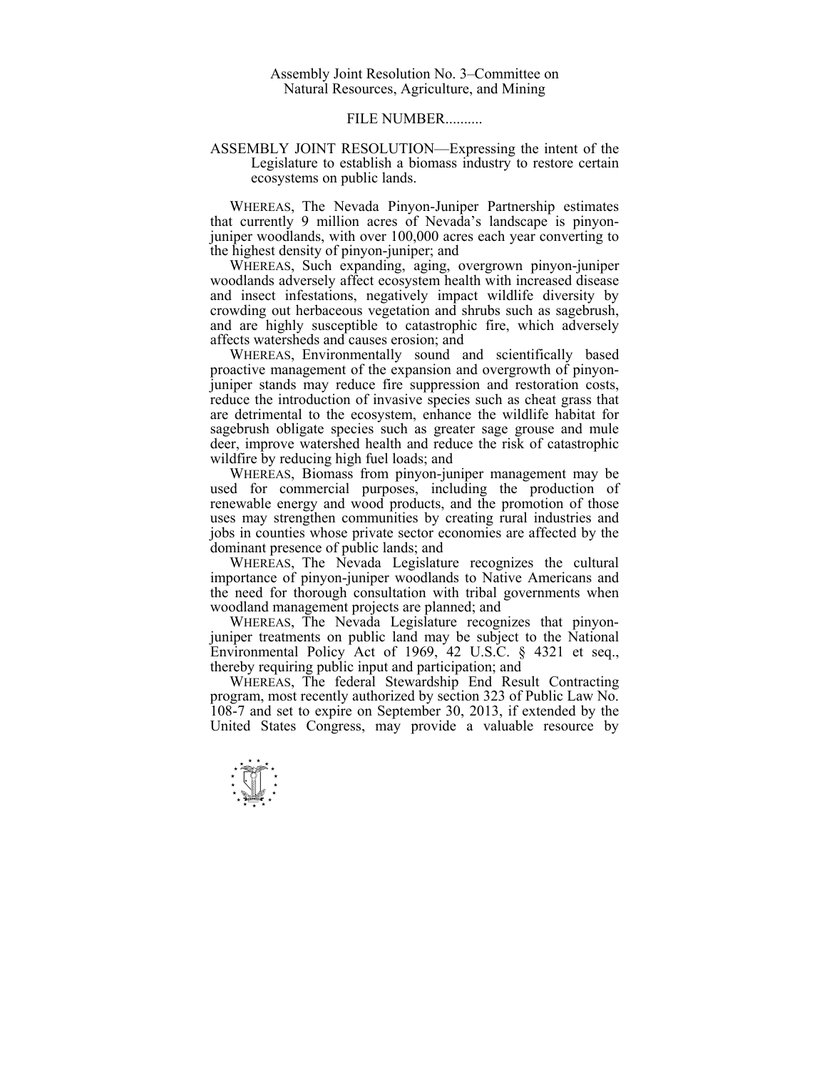Assembly Joint Resolution No. 3–Committee on Natural Resources, Agriculture, and Mining

FILE NUMBER..........

ASSEMBLY JOINT RESOLUTION—Expressing the intent of the Legislature to establish a biomass industry to restore certain ecosystems on public lands.

WHEREAS, The Nevada Pinyon-Juniper Partnership estimates that currently 9 million acres of Nevada's landscape is pinyon-juniper woodlands, with over 100,000 acres each year converting to the highest density of pinyon-juniper; and

WHEREAS, Such expanding, aging, overgrown pinyon-juniper woodlands adversely affect ecosystem health with increased disease and insect infestations, negatively impact wildlife diversity by crowding out herbaceous vegetation and shrubs such as sagebrush, and are highly susceptible to catastrophic fire, which adversely affects watersheds and causes erosion; and

WHEREAS, Environmentally sound and scientifically based proactive management of the expansion and overgrowth of pinyon-juniper stands may reduce fire suppression and restoration costs, reduce the introduction of invasive species such as cheat grass that are detrimental to the ecosystem, enhance the wildlife habitat for sagebrush obligate species such as greater sage grouse and mule deer, improve watershed health and reduce the risk of catastrophic wildfire by reducing high fuel loads; and

WHEREAS, Biomass from pinyon-juniper management may be used for commercial purposes, including the production of renewable energy and wood products, and the promotion of those uses may strengthen communities by creating rural industries and jobs in counties whose private sector economies are affected by the dominant presence of public lands; and

WHEREAS, The Nevada Legislature recognizes the cultural importance of pinyon-juniper woodlands to Native Americans and the need for thorough consultation with tribal governments when woodland management projects are planned; and

WHEREAS, The Nevada Legislature recognizes that pinyon-juniper treatments on public land may be subject to the National Environmental Policy Act of 1969, 42 U.S.C. § 4321 et seq., thereby requiring public input and participation; and

WHEREAS, The federal Stewardship End Result Contracting program, most recently authorized by section 323 of Public Law No. 108-7 and set to expire on September 30, 2013, if extended by the United States Congress, may provide a valuable resource by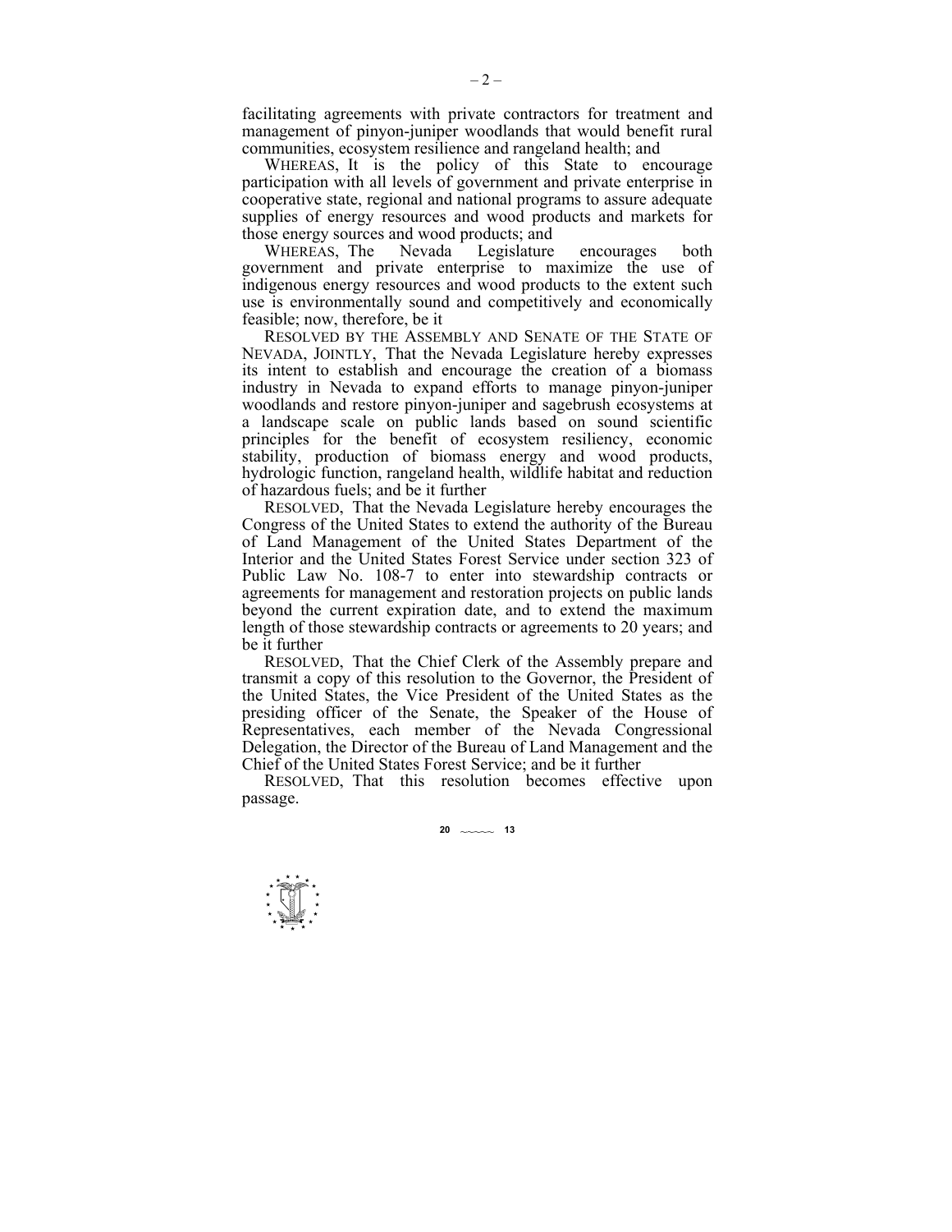facilitating agreements with private contractors for treatment and management of pinyon-juniper woodlands that would benefit rural communities, ecosystem resilience and rangeland health; and

WHEREAS, It is the policy of this State to encourage participation with all levels of government and private enterprise in cooperative state, regional and national programs to assure adequate supplies of energy resources and wood products and markets for those energy sources and wood products; and

WHEREAS, The Nevada Legislature encourages both government and private enterprise to maximize the use of indigenous energy resources and wood products to the extent such use is environmentally sound and competitively and economically feasible; now, therefore, be it

RESOLVED BY THE ASSEMBLY AND SENATE OF THE STATE OF NEVADA, JOINTLY, That the Nevada Legislature hereby expresses its intent to establish and encourage the creation of a biomass industry in Nevada to expand efforts to manage pinyon-juniper woodlands and restore pinyon-juniper and sagebrush ecosystems at a landscape scale on public lands based on sound scientific principles for the benefit of ecosystem resiliency, economic stability, production of biomass energy and wood products, hydrologic function, rangeland health, wildlife habitat and reduction of hazardous fuels; and be it further

RESOLVED, That the Nevada Legislature hereby encourages the Congress of the United States to extend the authority of the Bureau of Land Management of the United States Department of the Interior and the United States Forest Service under section 323 of Public Law No. 108-7 to enter into stewardship contracts or agreements for management and restoration projects on public lands beyond the current expiration date, and to extend the maximum length of those stewardship contracts or agreements to 20 years; and be it further

RESOLVED, That the Chief Clerk of the Assembly prepare and transmit a copy of this resolution to the Governor, the President of the United States, the Vice President of the United States as the presiding officer of the Senate, the Speaker of the House of Representatives, each member of the Nevada Congressional Delegation, the Director of the Bureau of Land Management and the Chief of the United States Forest Service; and be it further

RESOLVED, That this resolution becomes effective upon passage.

20 ~~~~~ 13